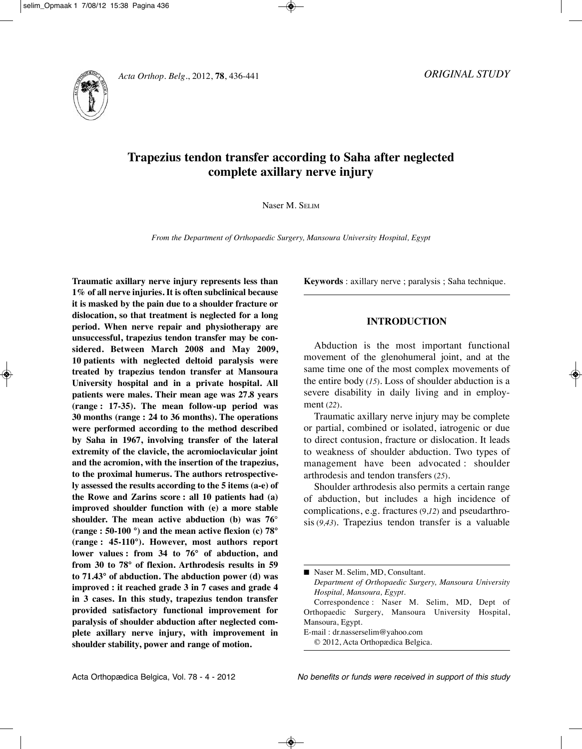*ORIGINAL STUDY*

# Trapezius tendon transfer according to Saha after neglected complete axillary nerve injury

Naser M. SELIM

*From the Department of Orthopaedic Surgery, Mansoura University Hospital, Egypt*

**Traumatic axillary nerve injury represents less than 1% of all nerve injuries. It is often subclinical because it is masked by the pain due to a shoulder fracture or dislocation, so that treatment is neglected for a long period. When nerve repair and physiotherapy are unsuccessful, trapezius tendon transfer may be considered. Between March 2008 and May 2009, 10 patients with neglected deltoid paralysis were treated by trapezius tendon transfer at Mansoura University hospital and in a private hospital. All patients were males. Their mean age was 27.8 years (range : 17-35). The mean follow-up period was 30 months (range : 24 to 36 months). The operations were performed according to the method described by Saha in 1967, involving transfer of the lateral extremity of the clavicle, the acromioclavicular joint and the acromion, with the insertion of the trapezius, to the proximal humerus. The authors retrospectively assessed the results according to the 5 items (a-e) of the Rowe and Zarins score : all 10 patients had (a) improved shoulder function with (e) a more stable shoulder. The mean active abduction (b) was 76° (range : 50-100 °) and the mean active flexion (c) 78° (range : 45-110°). However, most authors report lower values : from 34 to 76° of abduction, and from 30 to 78° of flexion. Arthrodesis results in 59 to 71.43° of abduction. The abduction power (d) was improved : it reached grade 3 in 7 cases and grade 4 in 3 cases. In this study, trapezius tendon transfer provided satisfactory functional improvement for paralysis of shoulder abduction after neglected complete axillary nerve injury, with improvement in shoulder stability, power and range of motion.**

**Keywords** : axillary nerve ; paralysis ; Saha technique.

## INTRODUCTION

Abduction is the most important functional movement of the glenohumeral joint, and at the same time one of the most complex movements of the entire body (*15*). Loss of shoulder abduction is a severe disability in daily living and in employment (*22*).

Traumatic axillary nerve injury may be complete or partial, combined or isolated, iatrogenic or due to direct contusion, fracture or dislocation. It leads to weakness of shoulder abduction. Two types of management have been advocated : shoulder arthrodesis and tendon transfers (*25*).

Shoulder arthrodesis also permits a certain range of abduction, but includes a high incidence of complications, e.g. fractures (9,*12*) and pseudarthrosis (*9,43*). Trapezius tendon transfer is a valuable

---

■ Naser M. Selim, MD, Consultant.
*Department of Orthopaedic Surgery, Mansoura University Hospital, Mansoura, Egypt.*
Correspondence : Naser M. Selim, MD, Dept of Orthopaedic Surgery, Mansoura University Hospital, Mansoura, Egypt.
E-mail : dr.nasserselim@yahoo.com
© 2012, Acta Orthopædica Belgica.

*No benefits or funds were received in support of this study*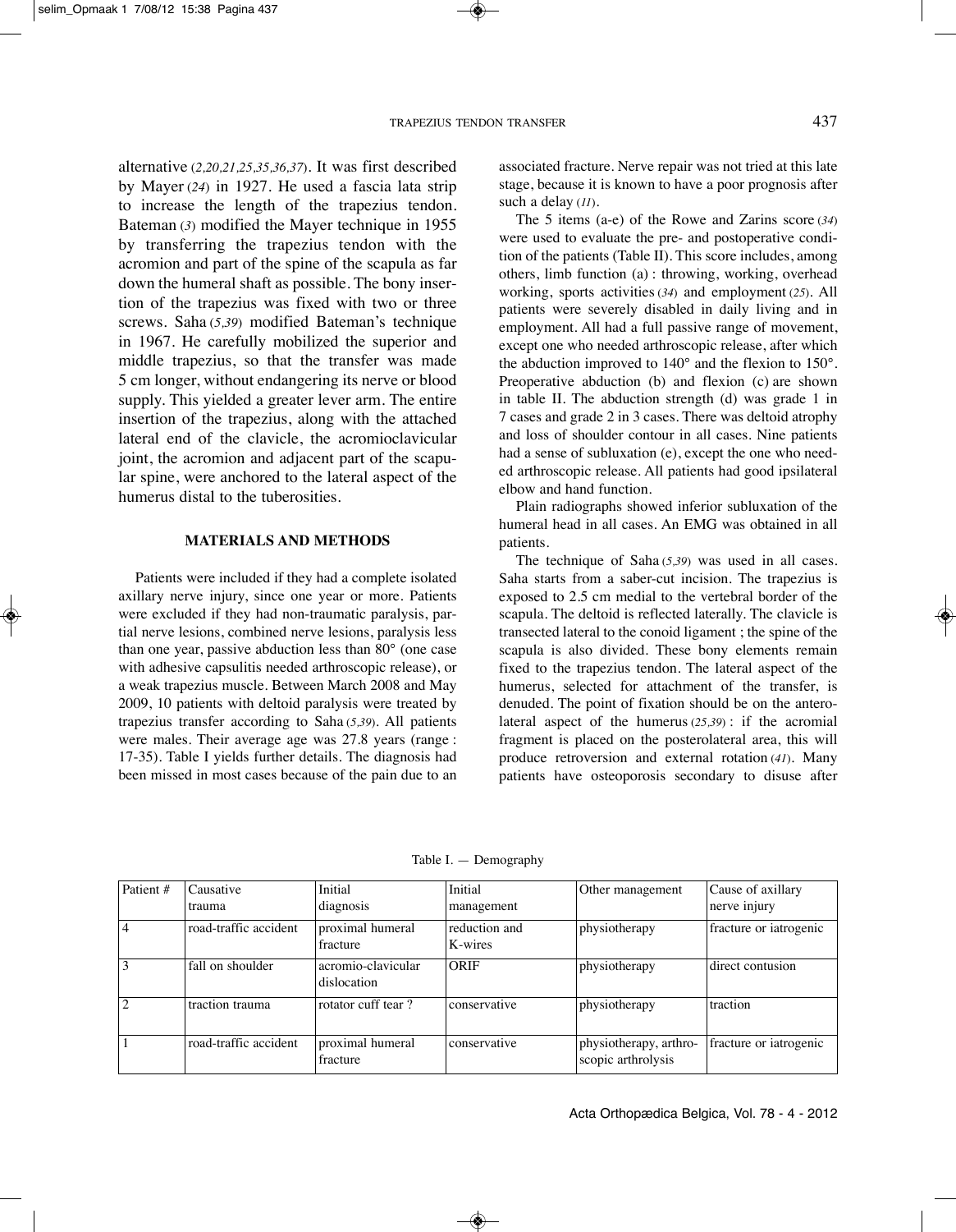alternative (2,20,21,25,35,36,37). It was first described by Mayer (24) in 1927. He used a fascia lata strip to increase the length of the trapezius tendon. Bateman (3) modified the Mayer technique in 1955 by transferring the trapezius tendon with the acromion and part of the spine of the scapula as far down the humeral shaft as possible. The bony insertion of the trapezius was fixed with two or three screws. Saha (5,39) modified Bateman's technique in 1967. He carefully mobilized the superior and middle trapezius, so that the transfer was made 5 cm longer, without endangering its nerve or blood supply. This yielded a greater lever arm. The entire insertion of the trapezius, along with the attached lateral end of the clavicle, the acromioclavicular joint, the acromion and adjacent part of the scapular spine, were anchored to the lateral aspect of the humerus distal to the tuberosities.

## MATERIALS AND METHODS

Patients were included if they had a complete isolated axillary nerve injury, since one year or more. Patients were excluded if they had non-traumatic paralysis, partial nerve lesions, combined nerve lesions, paralysis less than one year, passive abduction less than 80° (one case with adhesive capsulitis needed arthroscopic release), or a weak trapezius muscle. Between March 2008 and May 2009, 10 patients with deltoid paralysis were treated by trapezius transfer according to Saha (5,39). All patients were males. Their average age was 27.8 years (range : 17-35). Table I yields further details. The diagnosis had been missed in most cases because of the pain due to an associated fracture. Nerve repair was not tried at this late stage, because it is known to have a poor prognosis after such a delay (11).

The 5 items (a-e) of the Rowe and Zarins score (34) were used to evaluate the pre- and postoperative condition of the patients (Table II). This score includes, among others, limb function (a) : throwing, working, overhead working, sports activities (34) and employment (25). All patients were severely disabled in daily living and in employment. All had a full passive range of movement, except one who needed arthroscopic release, after which the abduction improved to 140° and the flexion to 150°. Preoperative abduction (b) and flexion (c) are shown in table II. The abduction strength (d) was grade 1 in 7 cases and grade 2 in 3 cases. There was deltoid atrophy and loss of shoulder contour in all cases. Nine patients had a sense of subluxation (e), except the one who needed arthroscopic release. All patients had good ipsilateral elbow and hand function.

Plain radiographs showed inferior subluxation of the humeral head in all cases. An EMG was obtained in all patients.

The technique of Saha (5,39) was used in all cases. Saha starts from a saber-cut incision. The trapezius is exposed to 2.5 cm medial to the vertebral border of the scapula. The deltoid is reflected laterally. The clavicle is transected lateral to the conoid ligament ; the spine of the scapula is also divided. These bony elements remain fixed to the trapezius tendon. The lateral aspect of the humerus, selected for attachment of the transfer, is denuded. The point of fixation should be on the anterolateral aspect of the humerus (25,39) : if the acromial fragment is placed on the posterolateral area, this will produce retroversion and external rotation (41). Many patients have osteoporosis secondary to disuse after

Table I. — Demography

| Patient # | Causative trauma | Initial diagnosis | Initial management | Other management | Cause of axillary nerve injury |
|---|---|---|---|---|---|
| 4 | road-traffic accident | proximal humeral fracture | reduction and K-wires | physiotherapy | fracture or iatrogenic |
| 3 | fall on shoulder | acromio-clavicular dislocation | ORIF | physiotherapy | direct contusion |
| 2 | traction trauma | rotator cuff tear ? | conservative | physiotherapy | traction |
| 1 | road-traffic accident | proximal humeral fracture | conservative | physiotherapy, arthroscopic arthrolysis | fracture or iatrogenic |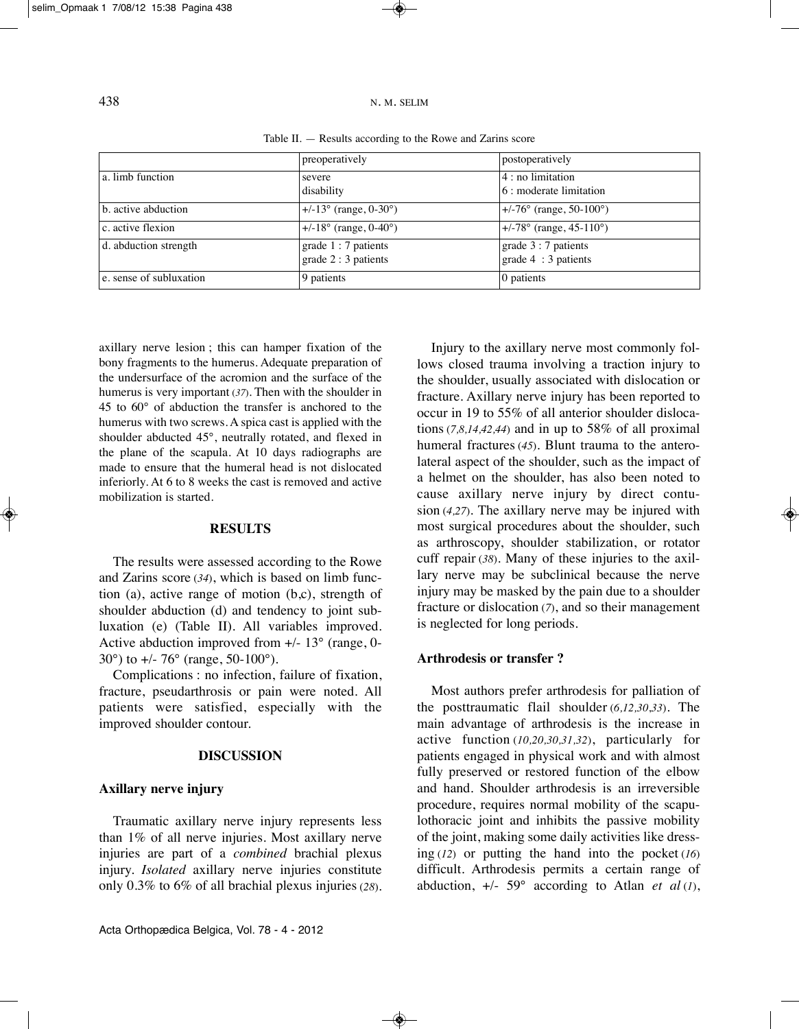Table II. — Results according to the Rowe and Zarins score

| | preoperatively | postoperatively |
|---|---|---|
| a. limb function | severe disability | 4 : no limitation<br>6 : moderate limitation |
| b. active abduction | +/-13° (range, 0-30°) | +/-76° (range, 50-100°) |
| c. active flexion | +/-18° (range, 0-40°) | +/-78° (range, 45-110°) |
| d. abduction strength | grade 1 : 7 patients<br>grade 2 : 3 patients | grade 3 : 7 patients<br>grade 4 : 3 patients |
| e. sense of subluxation | 9 patients | 0 patients |

axillary nerve lesion ; this can hamper fixation of the bony fragments to the humerus. Adequate preparation of the undersurface of the acromion and the surface of the humerus is very important (*37*). Then with the shoulder in 45 to 60° of abduction the transfer is anchored to the humerus with two screws. A spica cast is applied with the shoulder abducted 45°, neutrally rotated, and flexed in the plane of the scapula. At 10 days radiographs are made to ensure that the humeral head is not dislocated inferiorly. At 6 to 8 weeks the cast is removed and active mobilization is started.

## RESULTS

The results were assessed according to the Rowe and Zarins score (*34*), which is based on limb function (a), active range of motion (b,c), strength of shoulder abduction (d) and tendency to joint subluxation (e) (Table II). All variables improved. Active abduction improved from +/- 13° (range, 0-30°) to +/- 76° (range, 50-100°).

Complications : no infection, failure of fixation, fracture, pseudarthrosis or pain were noted. All patients were satisfied, especially with the improved shoulder contour.

## DISCUSSION

### Axillary nerve injury

Traumatic axillary nerve injury represents less than 1% of all nerve injuries. Most axillary nerve injuries are part of a *combined* brachial plexus injury. *Isolated* axillary nerve injuries constitute only 0.3% to 6% of all brachial plexus injuries (*28*).

Injury to the axillary nerve most commonly follows closed trauma involving a traction injury to the shoulder, usually associated with dislocation or fracture. Axillary nerve injury has been reported to occur in 19 to 55% of all anterior shoulder dislocations (*7,8,14,42,44*) and in up to 58% of all proximal humeral fractures (*45*). Blunt trauma to the anterolateral aspect of the shoulder, such as the impact of a helmet on the shoulder, has also been noted to cause axillary nerve injury by direct contusion (*4,27*). The axillary nerve may be injured with most surgical procedures about the shoulder, such as arthroscopy, shoulder stabilization, or rotator cuff repair (*38*). Many of these injuries to the axillary nerve may be subclinical because the nerve injury may be masked by the pain due to a shoulder fracture or dislocation (*7*), and so their management is neglected for long periods.

### Arthrodesis or transfer ?

Most authors prefer arthrodesis for palliation of the posttraumatic flail shoulder (*6,12,30,33*). The main advantage of arthrodesis is the increase in active function (*10,20,30,31,32*), particularly for patients engaged in physical work and with almost fully preserved or restored function of the elbow and hand. Shoulder arthrodesis is an irreversible procedure, requires normal mobility of the scapulothoracic joint and inhibits the passive mobility of the joint, making some daily activities like dressing (*12*) or putting the hand into the pocket (*16*) difficult. Arthrodesis permits a certain range of abduction, +/- 59° according to Atlan *et al* (*1*),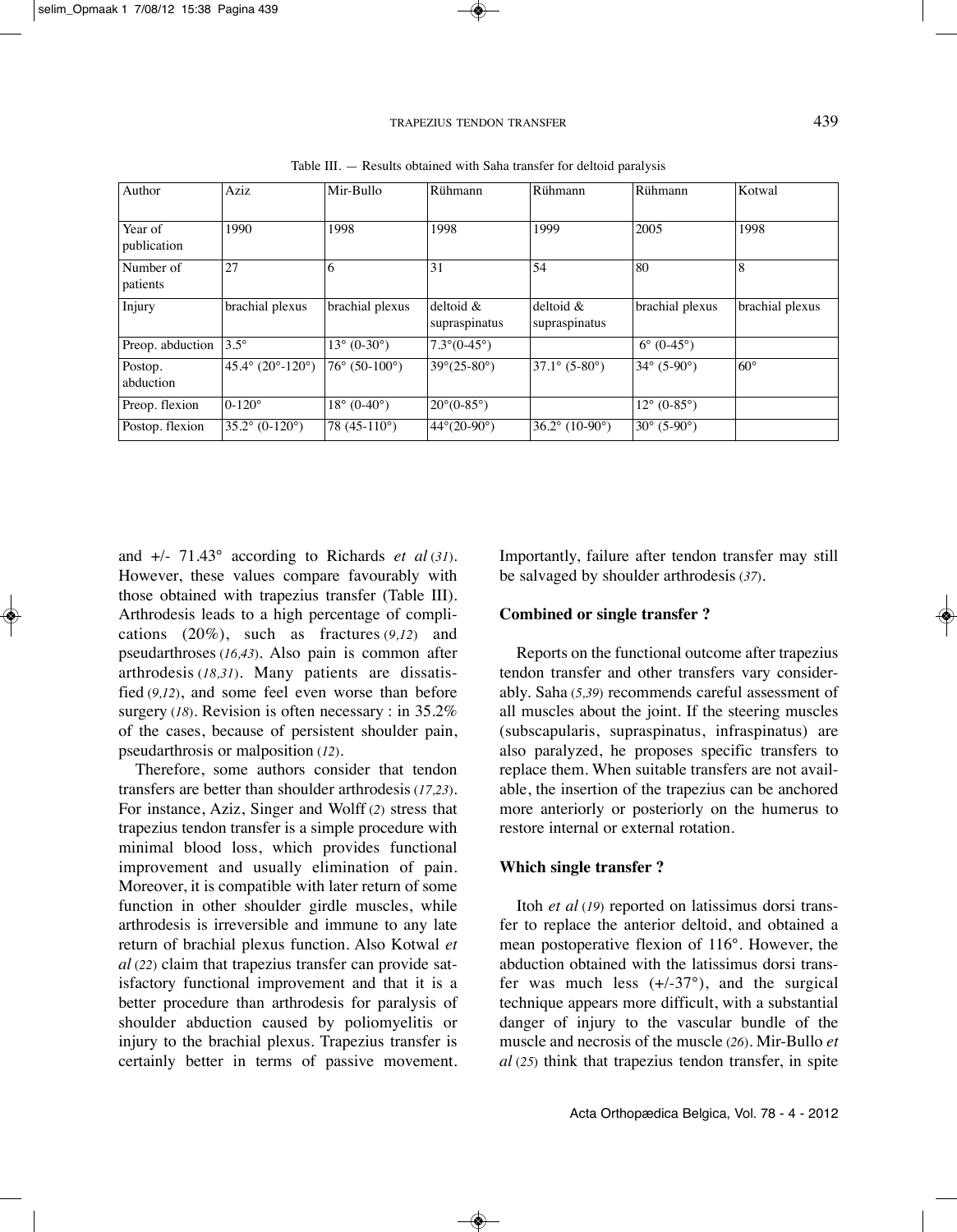Table III. — Results obtained with Saha transfer for deltoid paralysis

| Author | Aziz | Mir-Bullo | Rühmann | Rühmann | Rühmann | Kotwal |
|---|---|---|---|---|---|---|
| Year of publication | 1990 | 1998 | 1998 | 1999 | 2005 | 1998 |
| Number of patients | 27 | 6 | 31 | 54 | 80 | 8 |
| Injury | brachial plexus | brachial plexus | deltoid & supraspinatus | deltoid & supraspinatus | brachial plexus | brachial plexus |
| Preop. abduction | 3.5° | 13° (0-30°) | 7.3°(0-45°) | | 6° (0-45°) | |
| Postop. abduction | 45.4° (20°-120°) | 76° (50-100°) | 39°(25-80°) | 37.1° (5-80°) | 34° (5-90°) | 60° |
| Preop. flexion | 0-120° | 18° (0-40°) | 20°(0-85°) | | 12° (0-85°) | |
| Postop. flexion | 35.2° (0-120°) | 78 (45-110°) | 44°(20-90°) | 36.2° (10-90°) | 30° (5-90°) | |

and +/- 71.43° according to Richards *et al* (*31*). However, these values compare favourably with those obtained with trapezius transfer (Table III). Arthrodesis leads to a high percentage of complications (20%), such as fractures (*9,12*) and pseudarthroses (*16,43*). Also pain is common after arthrodesis (*18,31*). Many patients are dissatisfied (*9,12*), and some feel even worse than before surgery (*18*). Revision is often necessary : in 35.2% of the cases, because of persistent shoulder pain, pseudarthrosis or malposition (*12*).

Therefore, some authors consider that tendon transfers are better than shoulder arthrodesis (*17,23*). For instance, Aziz, Singer and Wolff (*2*) stress that trapezius tendon transfer is a simple procedure with minimal blood loss, which provides functional improvement and usually elimination of pain. Moreover, it is compatible with later return of some function in other shoulder girdle muscles, while arthrodesis is irreversible and immune to any late return of brachial plexus function. Also Kotwal *et al* (*22*) claim that trapezius transfer can provide satisfactory functional improvement and that it is a better procedure than arthrodesis for paralysis of shoulder abduction caused by poliomyelitis or injury to the brachial plexus. Trapezius transfer is certainly better in terms of passive movement. Importantly, failure after tendon transfer may still be salvaged by shoulder arthrodesis (*37*).

**Combined or single transfer ?**

Reports on the functional outcome after trapezius tendon transfer and other transfers vary considerably. Saha (*5,39*) recommends careful assessment of all muscles about the joint. If the steering muscles (subscapularis, supraspinatus, infraspinatus) are also paralyzed, he proposes specific transfers to replace them. When suitable transfers are not available, the insertion of the trapezius can be anchored more anteriorly or posteriorly on the humerus to restore internal or external rotation.

**Which single transfer ?**

Itoh *et al* (*19*) reported on latissimus dorsi transfer to replace the anterior deltoid, and obtained a mean postoperative flexion of 116°. However, the abduction obtained with the latissimus dorsi transfer was much less (+/-37°), and the surgical technique appears more difficult, with a substantial danger of injury to the vascular bundle of the muscle and necrosis of the muscle (*26*). Mir-Bullo *et al* (*25*) think that trapezius tendon transfer, in spite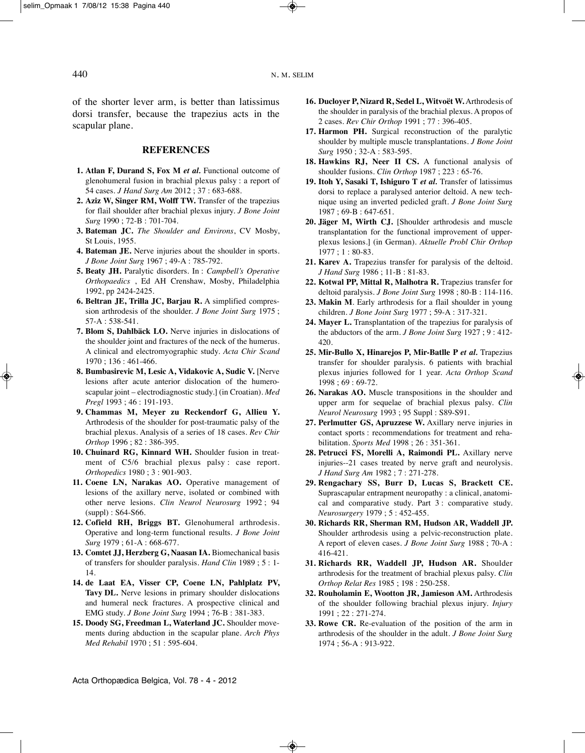of the shorter lever arm, is better than latissimus dorsi transfer, because the trapezius acts in the scapular plane.

## REFERENCES

1. **Atlan F, Durand S, Fox M *et al.*** Functional outcome of glenohumeral fusion in brachial plexus palsy : a report of 54 cases. *J Hand Surg Am* 2012 ; 37 : 683-688.
2. **Aziz W, Singer RM, Wolff TW.** Transfer of the trapezius for flail shoulder after brachial plexus injury. *J Bone Joint Surg* 1990 ; 72-B : 701-704.
3. **Bateman JC.** *The Shoulder and Environs*, CV Mosby, St Louis, 1955.
4. **Bateman JE.** Nerve injuries about the shoulder in sports. *J Bone Joint Surg* 1967 ; 49-A : 785-792.
5. **Beaty JH.** Paralytic disorders. In : *Campbell's Operative Orthopaedics* , Ed AH Crenshaw, Mosby, Philadelphia 1992, pp 2424-2425.
6. **Beltran JE, Trilla JC, Barjau R.** A simplified compression arthrodesis of the shoulder. *J Bone Joint Surg* 1975 ; 57-A : 538-541.
7. **Blom S, Dahlbäck LO.** Nerve injuries in dislocations of the shoulder joint and fractures of the neck of the humerus. A clinical and electromyographic study. *Acta Chir Scand* 1970 ; 136 : 461-466.
8. **Bumbasirevic M, Lesic A, Vidakovic A, Sudic V.** [Nerve lesions after acute anterior dislocation of the humeroscapular joint – electrodiagnostic study.] (in Croatian). *Med Pregl* 1993 ; 46 : 191-193.
9. **Chammas M, Meyer zu Reckendorf G, Allieu Y.** Arthrodesis of the shoulder for post-traumatic palsy of the brachial plexus. Analysis of a series of 18 cases. *Rev Chir Orthop* 1996 ; 82 : 386-395.
10. **Chuinard RG, Kinnard WH.** Shoulder fusion in treatment of C5/6 brachial plexus palsy : case report. *Orthopedics* 1980 ; 3 : 901-903.
11. **Coene LN, Narakas AO.** Operative management of lesions of the axillary nerve, isolated or combined with other nerve lesions. *Clin Neurol Neurosurg* 1992 ; 94 (suppl) : S64-S66.
12. **Cofield RH, Briggs BT.** Glenohumeral arthrodesis. Operative and long-term functional results. *J Bone Joint Surg* 1979 ; 61-A : 668-677.
13. **Comtet JJ, Herzberg G, Naasan IA.** Biomechanical basis of transfers for shoulder paralysis. *Hand Clin* 1989 ; 5 : 1-14.
14. **de Laat EA, Visser CP, Coene LN, Pahlplatz PV, Tavy DL.** Nerve lesions in primary shoulder dislocations and humeral neck fractures. A prospective clinical and EMG study. *J Bone Joint Surg* 1994 ; 76-B : 381-383.
15. **Doody SG, Freedman L, Waterland JC.** Shoulder movements during abduction in the scapular plane. *Arch Phys Med Rehabil* 1970 ; 51 : 595-604.
16. **Ducloyer P, Nizard R, Sedel L, Witvoët W.** Arthrodesis of the shoulder in paralysis of the brachial plexus. A propos of 2 cases. *Rev Chir Orthop* 1991 ; 77 : 396-405.
17. **Harmon PH.** Surgical reconstruction of the paralytic shoulder by multiple muscle transplantations. *J Bone Joint Surg* 1950 ; 32-A : 583-595.
18. **Hawkins RJ, Neer II CS.** A functional analysis of shoulder fusions. *Clin Orthop* 1987 ; 223 : 65-76.
19. **Itoh Y, Sasaki T, Ishiguro T *et al.*** Transfer of latissimus dorsi to replace a paralysed anterior deltoid. A new technique using an inverted pedicled graft. *J Bone Joint Surg* 1987 ; 69-B : 647-651.
20. **Jäger M, Wirth CJ.** [Shoulder arthrodesis and muscle transplantation for the functional improvement of upper-plexus lesions.] (in German). *Aktuelle Probl Chir Orthop* 1977 ; 1 : 80-83.
21. **Karev A.** Trapezius transfer for paralysis of the deltoid. *J Hand Surg* 1986 ; 11-B : 81-83.
22. **Kotwal PP, Mittal R, Malhotra R.** Trapezius transfer for deltoid paralysis. *J Bone Joint Surg* 1998 ; 80-B : 114-116.
23. **Makin M**. Early arthrodesis for a flail shoulder in young children. *J Bone Joint Surg* 1977 ; 59-A : 317-321.
24. **Mayer L.** Transplantation of the trapezius for paralysis of the abductors of the arm. *J Bone Joint Surg* 1927 ; 9 : 412-420.
25. **Mir-Bullo X, Hinarejos P, Mir-Batlle P *et al.*** Trapezius transfer for shoulder paralysis. 6 patients with brachial plexus injuries followed for 1 year. *Acta Orthop Scand* 1998 ; 69 : 69-72.
26. **Narakas AO.** Muscle transpositions in the shoulder and upper arm for sequelae of brachial plexus palsy. *Clin Neurol Neurosurg* 1993 ; 95 Suppl : S89-S91.
27. **Perlmutter GS, Apruzzese W.** Axillary nerve injuries in contact sports : recommendations for treatment and rehabilitation. *Sports Med* 1998 ; 26 : 351-361.
28. **Petrucci FS, Morelli A, Raimondi PL.** Axillary nerve injuries--21 cases treated by nerve graft and neurolysis. *J Hand Surg Am* 1982 ; 7 : 271-278.
29. **Rengachary SS, Burr D, Lucas S, Brackett CE.** Suprascapular entrapment neuropathy : a clinical, anatomical and comparative study. Part 3 : comparative study. *Neurosurgery* 1979 ; 5 : 452-455.
30. **Richards RR, Sherman RM, Hudson AR, Waddell JP.** Shoulder arthrodesis using a pelvic-reconstruction plate. A report of eleven cases. *J Bone Joint Surg* 1988 ; 70-A : 416-421.
31. **Richards RR, Waddell JP, Hudson AR.** Shoulder arthrodesis for the treatment of brachial plexus palsy. *Clin Orthop Relat Res* 1985 ; 198 : 250-258.
32. **Rouholamin E, Wootton JR, Jamieson AM.** Arthrodesis of the shoulder following brachial plexus injury. *Injury* 1991 ; 22 : 271-274.
33. **Rowe CR.** Re-evaluation of the position of the arm in arthrodesis of the shoulder in the adult. *J Bone Joint Surg* 1974 ; 56-A : 913-922.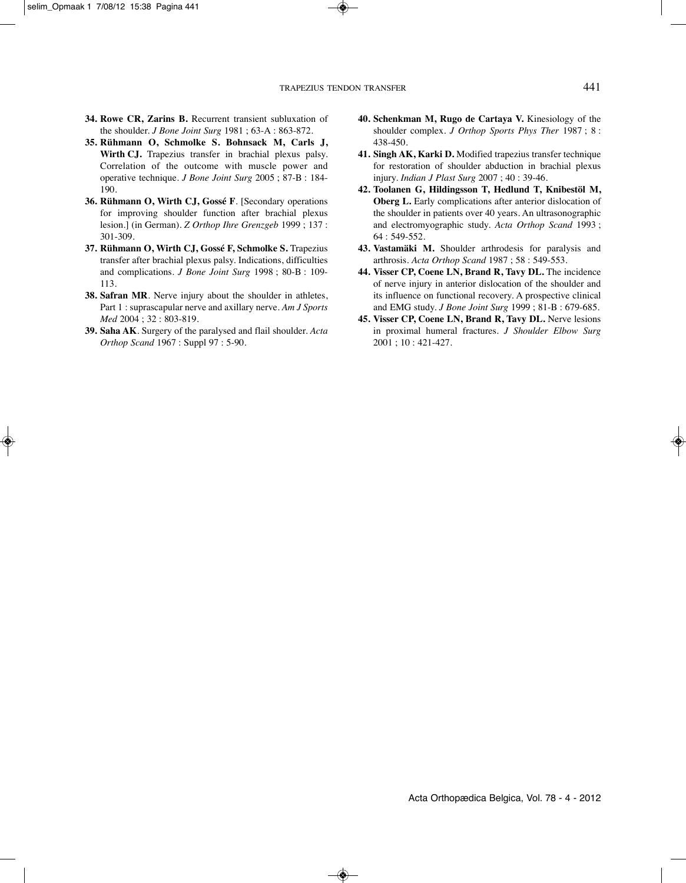**34. Rowe CR, Zarins B.** Recurrent transient subluxation of the shoulder. *J Bone Joint Surg* 1981 ; 63-A : 863-872.

**35. Rühmann O, Schmolke S. Bohnsack M, Carls J, Wirth CJ.** Trapezius transfer in brachial plexus palsy. Correlation of the outcome with muscle power and operative technique. *J Bone Joint Surg* 2005 ; 87-B : 184-190.

**36. Rühmann O, Wirth CJ, Gossé F**. [Secondary operations for improving shoulder function after brachial plexus lesion.] (in German). *Z Orthop Ihre Grenzgeb* 1999 ; 137 : 301-309.

**37. Rühmann O, Wirth CJ, Gossé F, Schmolke S.** Trapezius transfer after brachial plexus palsy. Indications, difficulties and complications. *J Bone Joint Surg* 1998 ; 80-B : 109-113.

**38. Safran MR**. Nerve injury about the shoulder in athletes, Part 1 : suprascapular nerve and axillary nerve. *Am J Sports Med* 2004 ; 32 : 803-819.

**39. Saha AK**. Surgery of the paralysed and flail shoulder. *Acta Orthop Scand* 1967 : Suppl 97 : 5-90.

**40. Schenkman M, Rugo de Cartaya V.** Kinesiology of the shoulder complex. *J Orthop Sports Phys Ther* 1987 ; 8 : 438-450.

**41. Singh AK, Karki D.** Modified trapezius transfer technique for restoration of shoulder abduction in brachial plexus injury. *Indian J Plast Surg* 2007 ; 40 : 39-46.

**42. Toolanen G, Hildingsson T, Hedlund T, Knibestöl M, Oberg L.** Early complications after anterior dislocation of the shoulder in patients over 40 years. An ultrasonographic and electromyographic study. *Acta Orthop Scand* 1993 ; 64 : 549-552.

**43. Vastamäki M.** Shoulder arthrodesis for paralysis and arthrosis. *Acta Orthop Scand* 1987 ; 58 : 549-553.

**44. Visser CP, Coene LN, Brand R, Tavy DL.** The incidence of nerve injury in anterior dislocation of the shoulder and its influence on functional recovery. A prospective clinical and EMG study. *J Bone Joint Surg* 1999 ; 81-B : 679-685.

**45. Visser CP, Coene LN, Brand R, Tavy DL.** Nerve lesions in proximal humeral fractures. *J Shoulder Elbow Surg* 2001 ; 10 : 421-427.